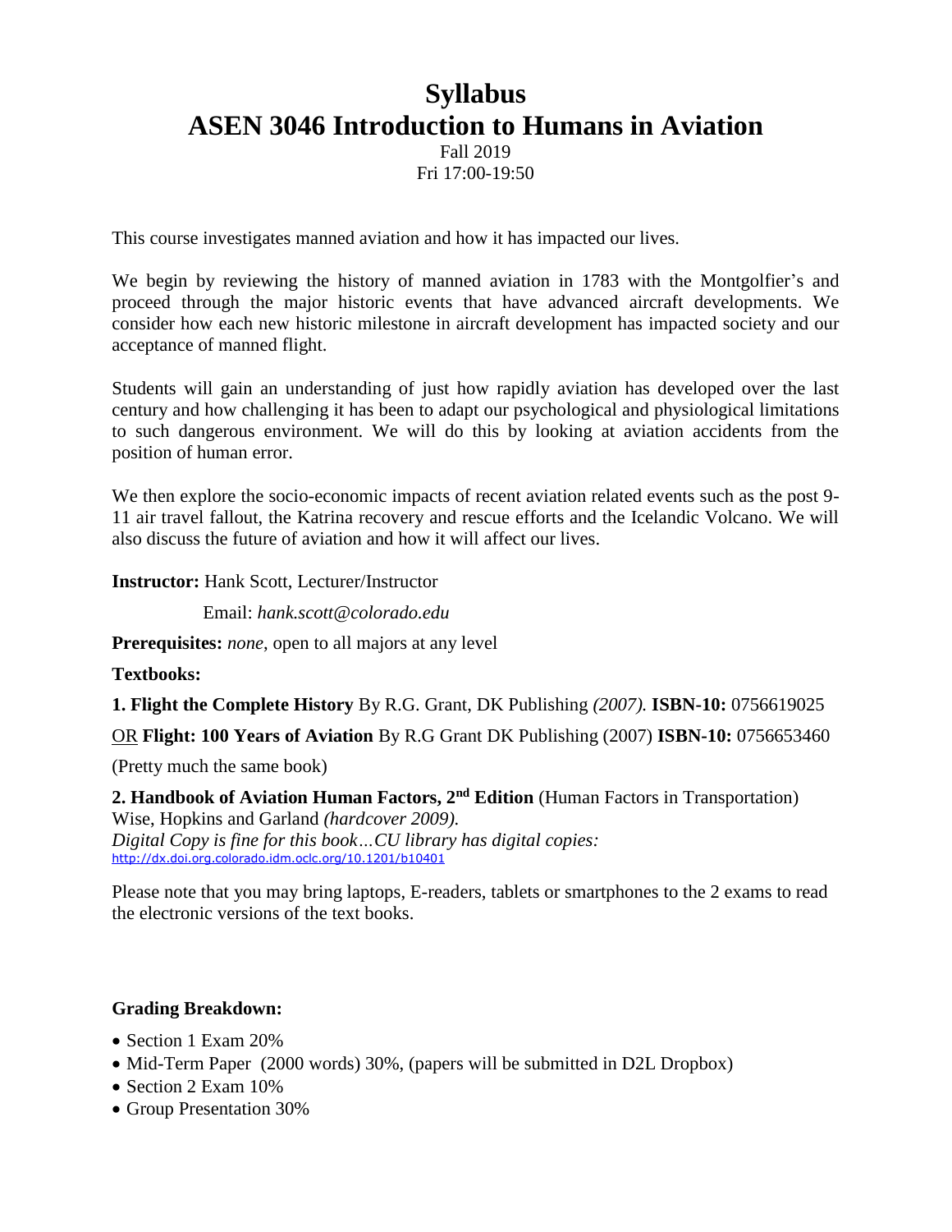# Syllabus
# ASEN 3046 Introduction to Humans in Aviation

Fall 2019

Fri 17:00-19:50

This course investigates manned aviation and how it has impacted our lives.

We begin by reviewing the history of manned aviation in 1783 with the Montgolfier's and proceed through the major historic events that have advanced aircraft developments. We consider how each new historic milestone in aircraft development has impacted society and our acceptance of manned flight.

Students will gain an understanding of just how rapidly aviation has developed over the last century and how challenging it has been to adapt our psychological and physiological limitations to such dangerous environment. We will do this by looking at aviation accidents from the position of human error.

We then explore the socio-economic impacts of recent aviation related events such as the post 9-11 air travel fallout, the Katrina recovery and rescue efforts and the Icelandic Volcano. We will also discuss the future of aviation and how it will affect our lives.

**Instructor:** Hank Scott, Lecturer/Instructor

Email: *hank.scott@colorado.edu*

**Prerequisites:** *none*, open to all majors at any level

**Textbooks:**

**1. Flight the Complete History** By R.G. Grant, DK Publishing *(2007).* **ISBN-10:** 0756619025

OR **Flight: 100 Years of Aviation** By R.G Grant DK Publishing (2007) **ISBN-10:** 0756653460

(Pretty much the same book)

**2. Handbook of Aviation Human Factors, 2nd Edition** (Human Factors in Transportation) Wise, Hopkins and Garland *(hardcover 2009).*
*Digital Copy is fine for this book…CU library has digital copies:*
http://dx.doi.org.colorado.idm.oclc.org/10.1201/b10401

Please note that you may bring laptops, E-readers, tablets or smartphones to the 2 exams to read the electronic versions of the text books.

**Grading Breakdown:**

- Section 1 Exam 20%
- Mid-Term Paper (2000 words) 30%, (papers will be submitted in D2L Dropbox)
- Section 2 Exam 10%
- Group Presentation 30%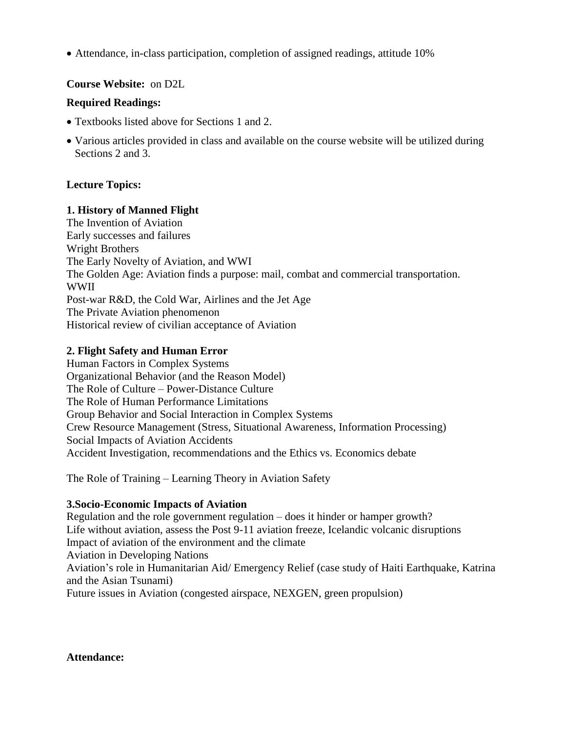- Attendance, in-class participation, completion of assigned readings, attitude 10%

**Course Website:** on D2L

**Required Readings:**

- Textbooks listed above for Sections 1 and 2.
- Various articles provided in class and available on the course website will be utilized during Sections 2 and 3.

**Lecture Topics:**

**1. History of Manned Flight**

The Invention of Aviation
Early successes and failures
Wright Brothers
The Early Novelty of Aviation, and WWI
The Golden Age: Aviation finds a purpose: mail, combat and commercial transportation.
WWII
Post-war R&D, the Cold War, Airlines and the Jet Age
The Private Aviation phenomenon
Historical review of civilian acceptance of Aviation

**2. Flight Safety and Human Error**

Human Factors in Complex Systems
Organizational Behavior (and the Reason Model)
The Role of Culture – Power-Distance Culture
The Role of Human Performance Limitations
Group Behavior and Social Interaction in Complex Systems
Crew Resource Management (Stress, Situational Awareness, Information Processing)
Social Impacts of Aviation Accidents
Accident Investigation, recommendations and the Ethics vs. Economics debate

The Role of Training – Learning Theory in Aviation Safety

**3.Socio-Economic Impacts of Aviation**

Regulation and the role government regulation – does it hinder or hamper growth?
Life without aviation, assess the Post 9-11 aviation freeze, Icelandic volcanic disruptions
Impact of aviation of the environment and the climate
Aviation in Developing Nations
Aviation's role in Humanitarian Aid/ Emergency Relief (case study of Haiti Earthquake, Katrina and the Asian Tsunami)
Future issues in Aviation (congested airspace, NEXGEN, green propulsion)

**Attendance:**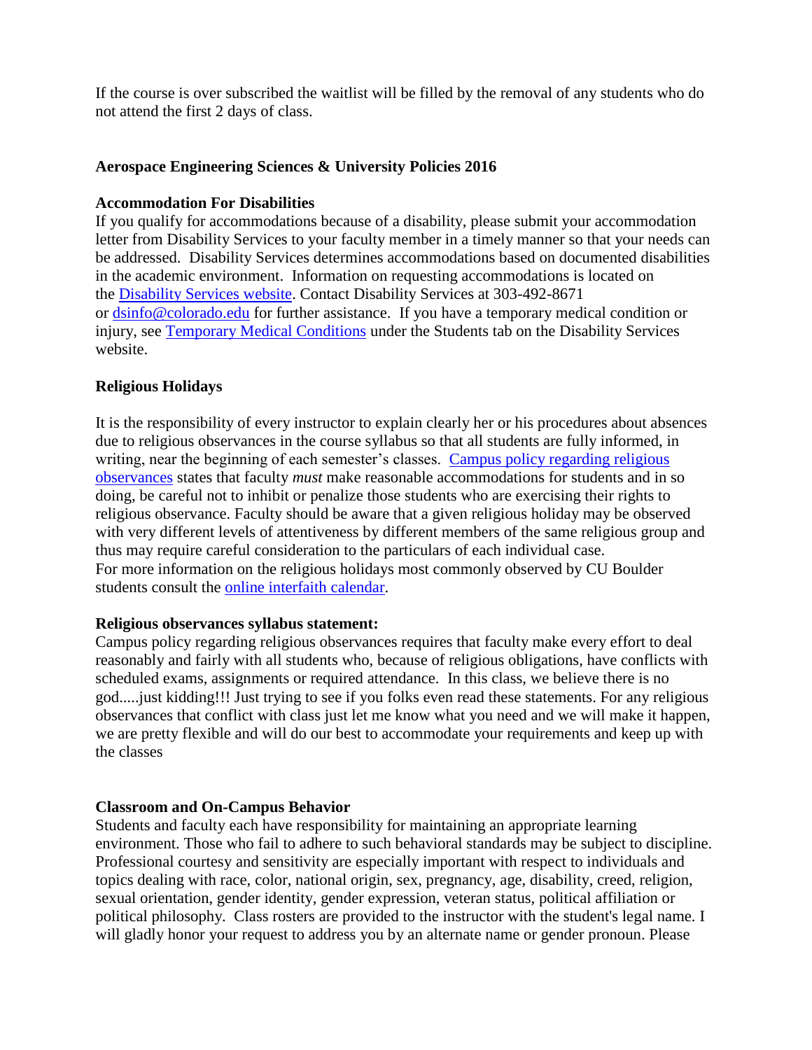If the course is over subscribed the waitlist will be filled by the removal of any students who do not attend the first 2 days of class.

## Aerospace Engineering Sciences & University Policies 2016

### Accommodation For Disabilities

If you qualify for accommodations because of a disability, please submit your accommodation letter from Disability Services to your faculty member in a timely manner so that your needs can be addressed. Disability Services determines accommodations based on documented disabilities in the academic environment. Information on requesting accommodations is located on the Disability Services website. Contact Disability Services at 303-492-8671 or dsinfo@colorado.edu for further assistance. If you have a temporary medical condition or injury, see Temporary Medical Conditions under the Students tab on the Disability Services website.

### Religious Holidays

It is the responsibility of every instructor to explain clearly her or his procedures about absences due to religious observances in the course syllabus so that all students are fully informed, in writing, near the beginning of each semester's classes. Campus policy regarding religious observances states that faculty *must* make reasonable accommodations for students and in so doing, be careful not to inhibit or penalize those students who are exercising their rights to religious observance. Faculty should be aware that a given religious holiday may be observed with very different levels of attentiveness by different members of the same religious group and thus may require careful consideration to the particulars of each individual case.
For more information on the religious holidays most commonly observed by CU Boulder students consult the online interfaith calendar.

### Religious observances syllabus statement:

Campus policy regarding religious observances requires that faculty make every effort to deal reasonably and fairly with all students who, because of religious obligations, have conflicts with scheduled exams, assignments or required attendance. In this class, we believe there is no god.....just kidding!!! Just trying to see if you folks even read these statements. For any religious observances that conflict with class just let me know what you need and we will make it happen, we are pretty flexible and will do our best to accommodate your requirements and keep up with the classes

### Classroom and On-Campus Behavior

Students and faculty each have responsibility for maintaining an appropriate learning environment. Those who fail to adhere to such behavioral standards may be subject to discipline. Professional courtesy and sensitivity are especially important with respect to individuals and topics dealing with race, color, national origin, sex, pregnancy, age, disability, creed, religion, sexual orientation, gender identity, gender expression, veteran status, political affiliation or political philosophy. Class rosters are provided to the instructor with the student's legal name. I will gladly honor your request to address you by an alternate name or gender pronoun. Please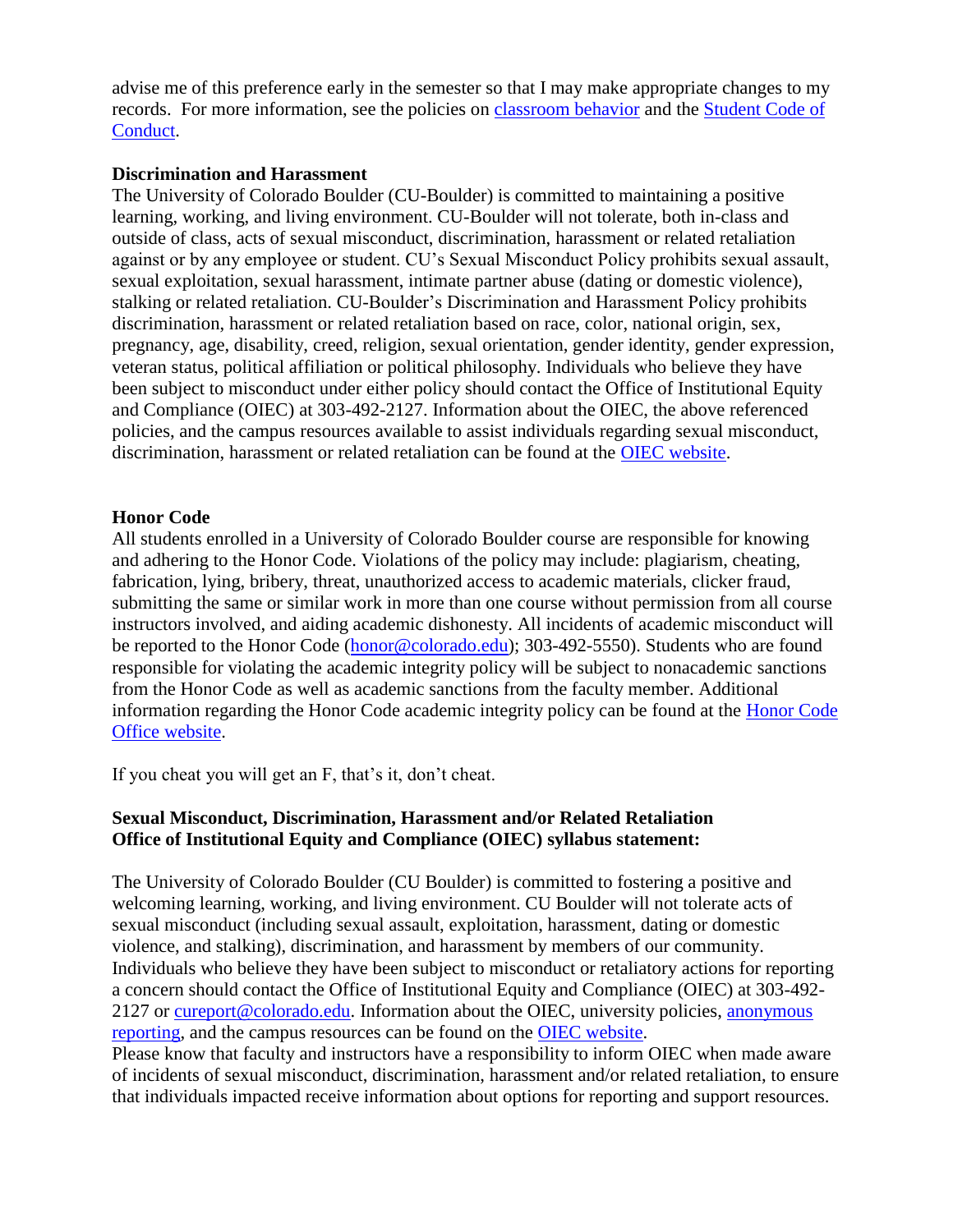advise me of this preference early in the semester so that I may make appropriate changes to my records. For more information, see the policies on classroom behavior and the Student Code of Conduct.

**Discrimination and Harassment**

The University of Colorado Boulder (CU-Boulder) is committed to maintaining a positive learning, working, and living environment. CU-Boulder will not tolerate, both in-class and outside of class, acts of sexual misconduct, discrimination, harassment or related retaliation against or by any employee or student. CU's Sexual Misconduct Policy prohibits sexual assault, sexual exploitation, sexual harassment, intimate partner abuse (dating or domestic violence), stalking or related retaliation. CU-Boulder's Discrimination and Harassment Policy prohibits discrimination, harassment or related retaliation based on race, color, national origin, sex, pregnancy, age, disability, creed, religion, sexual orientation, gender identity, gender expression, veteran status, political affiliation or political philosophy. Individuals who believe they have been subject to misconduct under either policy should contact the Office of Institutional Equity and Compliance (OIEC) at 303-492-2127. Information about the OIEC, the above referenced policies, and the campus resources available to assist individuals regarding sexual misconduct, discrimination, harassment or related retaliation can be found at the OIEC website.

**Honor Code**

All students enrolled in a University of Colorado Boulder course are responsible for knowing and adhering to the Honor Code. Violations of the policy may include: plagiarism, cheating, fabrication, lying, bribery, threat, unauthorized access to academic materials, clicker fraud, submitting the same or similar work in more than one course without permission from all course instructors involved, and aiding academic dishonesty. All incidents of academic misconduct will be reported to the Honor Code (honor@colorado.edu); 303-492-5550). Students who are found responsible for violating the academic integrity policy will be subject to nonacademic sanctions from the Honor Code as well as academic sanctions from the faculty member. Additional information regarding the Honor Code academic integrity policy can be found at the Honor Code Office website.

If you cheat you will get an F, that's it, don't cheat.

**Sexual Misconduct, Discrimination, Harassment and/or Related Retaliation**
**Office of Institutional Equity and Compliance (OIEC) syllabus statement:**

The University of Colorado Boulder (CU Boulder) is committed to fostering a positive and welcoming learning, working, and living environment. CU Boulder will not tolerate acts of sexual misconduct (including sexual assault, exploitation, harassment, dating or domestic violence, and stalking), discrimination, and harassment by members of our community. Individuals who believe they have been subject to misconduct or retaliatory actions for reporting a concern should contact the Office of Institutional Equity and Compliance (OIEC) at 303-492-2127 or cureport@colorado.edu. Information about the OIEC, university policies, anonymous reporting, and the campus resources can be found on the OIEC website.
Please know that faculty and instructors have a responsibility to inform OIEC when made aware of incidents of sexual misconduct, discrimination, harassment and/or related retaliation, to ensure that individuals impacted receive information about options for reporting and support resources.